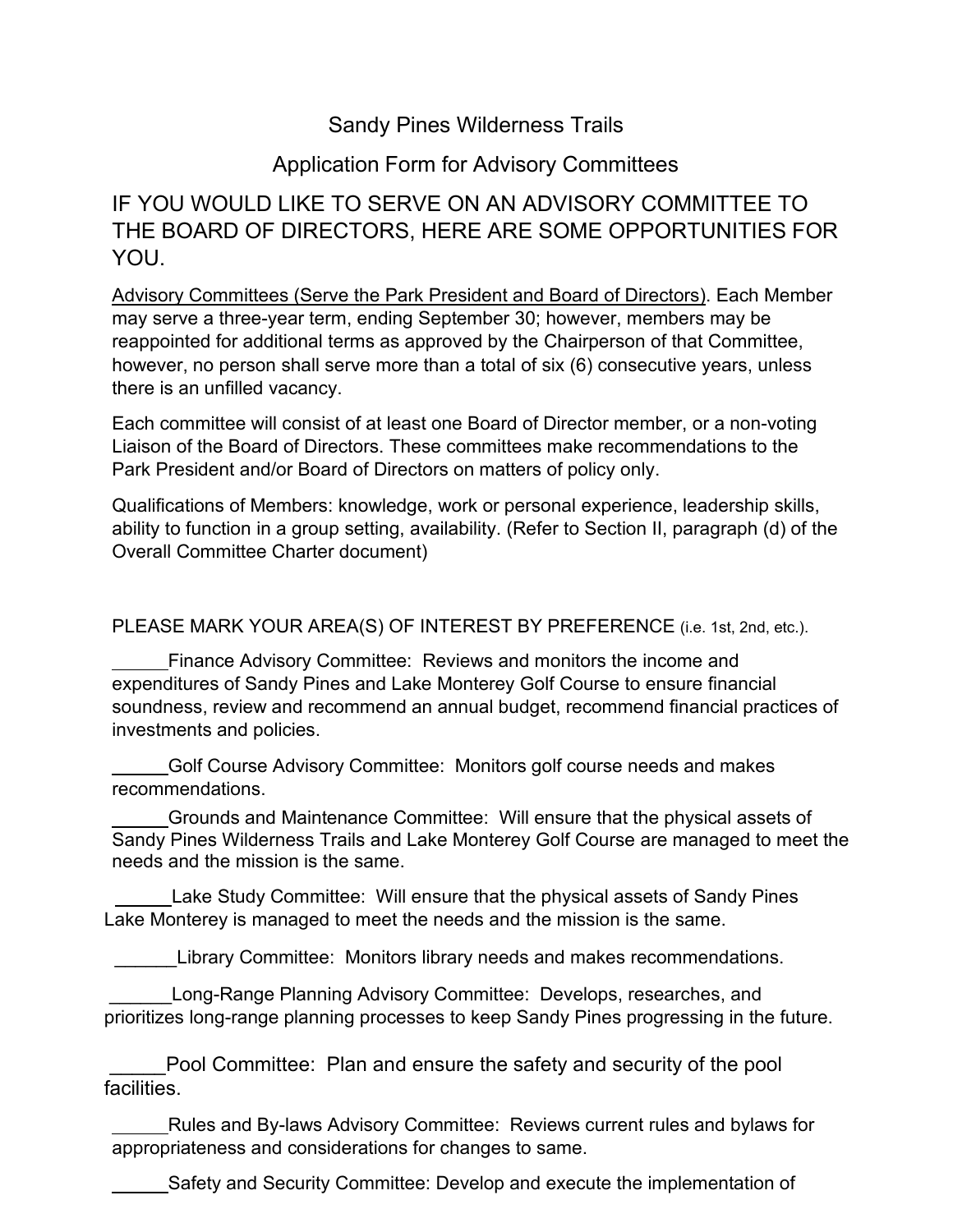# Sandy Pines Wilderness Trails

## Application Form for Advisory Committees

### IF YOU WOULD LIKE TO SERVE ON AN ADVISORY COMMITTEE TO THE BOARD OF DIRECTORS, HERE ARE SOME OPPORTUNITIES FOR YOU.

Advisory Committees (Serve the Park President and Board of Directors). Each Member may serve a three-year term, ending September 30; however, members may be reappointed for additional terms as approved by the Chairperson of that Committee, however, no person shall serve more than a total of six (6) consecutive years, unless there is an unfilled vacancy.

Each committee will consist of at least one Board of Director member, or a non-voting Liaison of the Board of Directors. These committees make recommendations to the Park President and/or Board of Directors on matters of policy only.

Qualifications of Members: knowledge, work or personal experience, leadership skills, ability to function in a group setting, availability. (Refer to Section II, paragraph (d) of the Overall Committee Charter document)

PLEASE MARK YOUR AREA(S) OF INTEREST BY PREFERENCE (i.e. 1st, 2nd, etc.).

______Finance Advisory Committee: Reviews and monitors the income and expenditures of Sandy Pines and Lake Monterey Golf Course to ensure financial soundness, review and recommend an annual budget, recommend financial practices of investments and policies.

______Golf Course Advisory Committee: Monitors golf course needs and makes recommendations.

______Grounds and Maintenance Committee: Will ensure that the physical assets of Sandy Pines Wilderness Trails and Lake Monterey Golf Course are managed to meet the needs and the mission is the same.

______Lake Study Committee: Will ensure that the physical assets of Sandy Pines Lake Monterey is managed to meet the needs and the mission is the same.

______Library Committee: Monitors library needs and makes recommendations.

______Long-Range Planning Advisory Committee: Develops, researches, and prioritizes long-range planning processes to keep Sandy Pines progressing in the future.

______Pool Committee: Plan and ensure the safety and security of the pool facilities.

______Rules and By-laws Advisory Committee: Reviews current rules and bylaws for appropriateness and considerations for changes to same.

______Safety and Security Committee: Develop and execute the implementation of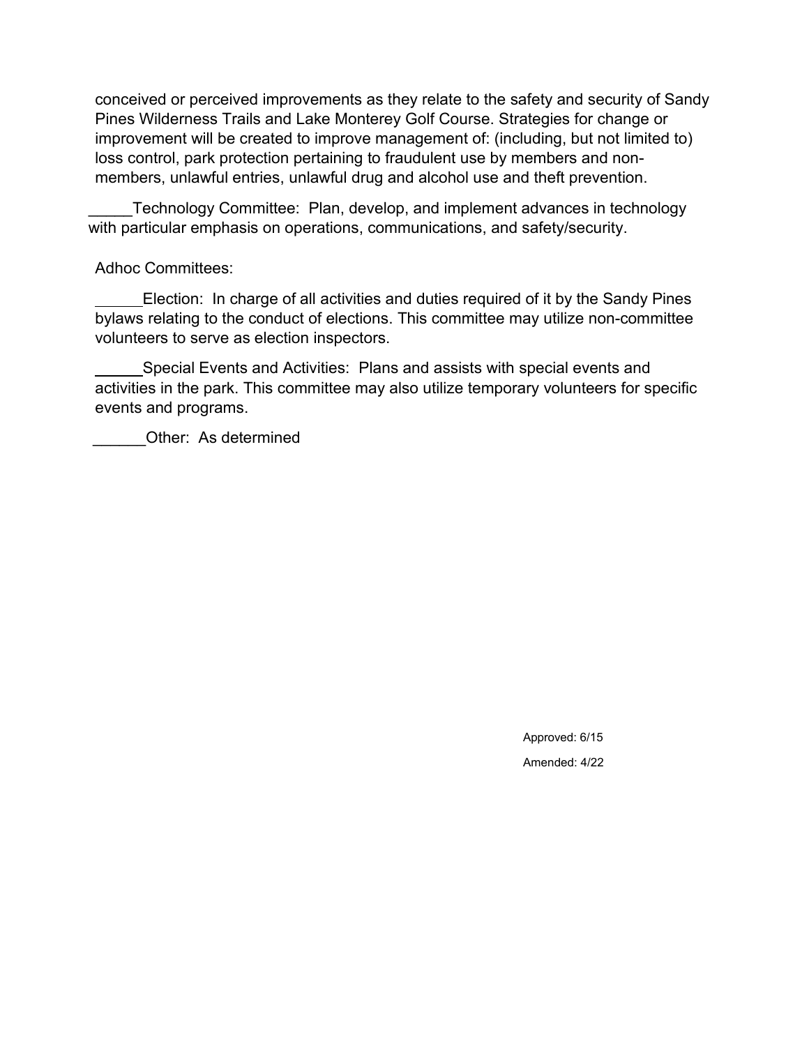conceived or perceived improvements as they relate to the safety and security of Sandy Pines Wilderness Trails and Lake Monterey Golf Course. Strategies for change or improvement will be created to improve management of: (including, but not limited to) loss control, park protection pertaining to fraudulent use by members and non-members, unlawful entries, unlawful drug and alcohol use and theft prevention.

_____Technology Committee:  Plan, develop, and implement advances in technology with particular emphasis on operations, communications, and safety/security.

Adhoc Committees:

______Election:  In charge of all activities and duties required of it by the Sandy Pines bylaws relating to the conduct of elections. This committee may utilize non-committee volunteers to serve as election inspectors.

______Special Events and Activities:  Plans and assists with special events and activities in the park. This committee may also utilize temporary volunteers for specific events and programs.

______Other:  As determined

Approved: 6/15

Amended: 4/22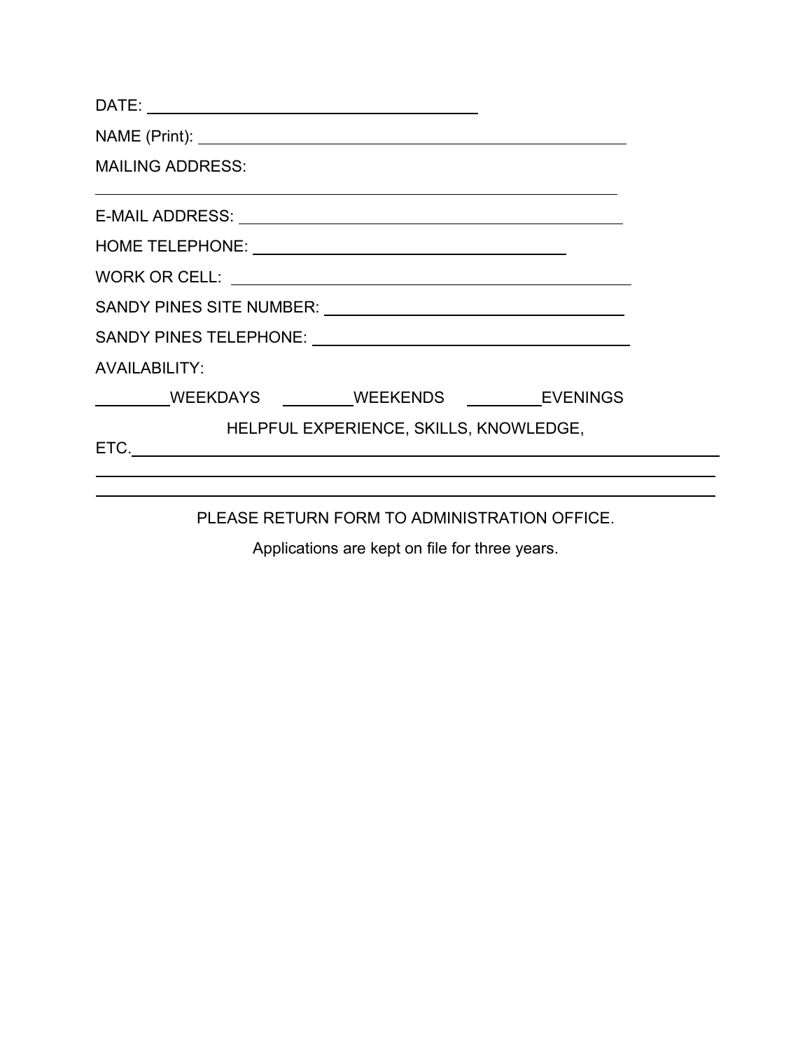DATE: ______________________________________

NAME (Print): ______________________________________

MAILING ADDRESS:

______________________________________

E-MAIL ADDRESS: ______________________________________

HOME TELEPHONE: ______________________________________

WORK OR CELL: ______________________________________

SANDY PINES SITE NUMBER: ______________________________________

SANDY PINES TELEPHONE: ______________________________________

AVAILABILITY:

________WEEKDAYS ________WEEKENDS ________EVENINGS

HELPFUL EXPERIENCE, SKILLS, KNOWLEDGE, ETC.______________________________________

______________________________________

______________________________________

PLEASE RETURN FORM TO ADMINISTRATION OFFICE.

Applications are kept on file for three years.